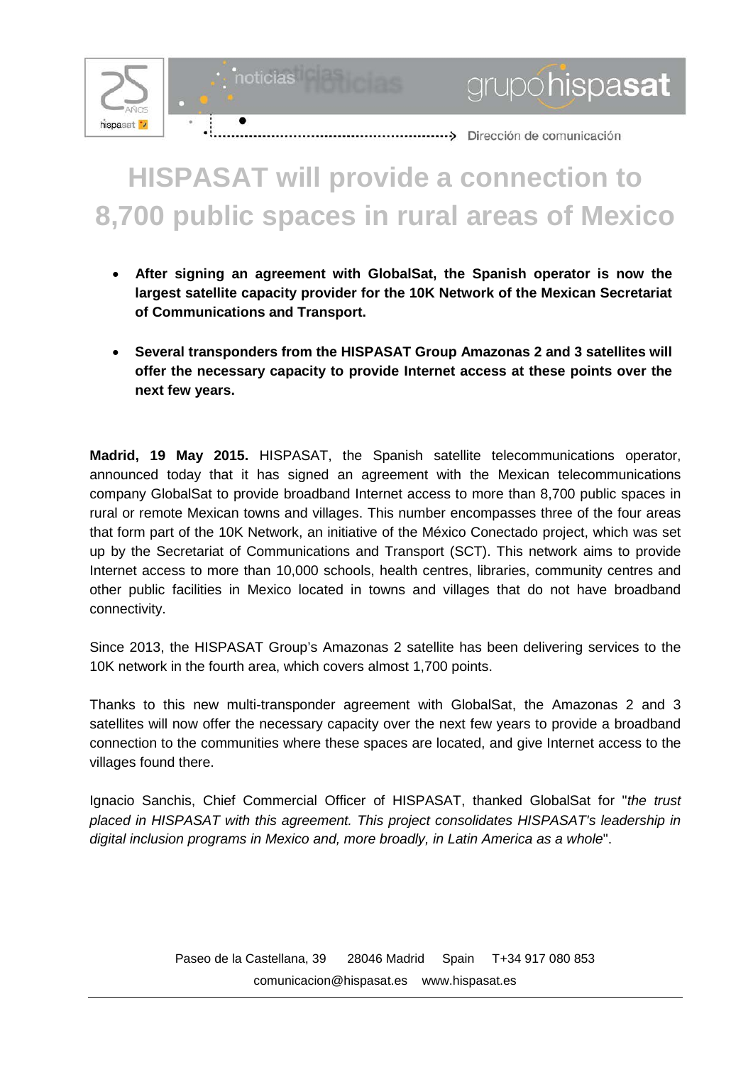# HISPASAT will provide a connection to 8,700 public spaces in rural areas of Mexico

- **After signing an agreement with GlobalSat, the Spanish operator is now the largest satellite capacity provider for the 10K Network of the Mexican Secretariat of Communications and Transport.**
- **Several transponders from the HISPASAT Group Amazonas 2 and 3 satellites will offer the necessary capacity to provide Internet access at these points over the next few years.**

**Madrid, 19 May 2015.** HISPASAT, the Spanish satellite telecommunications operator, announced today that it has signed an agreement with the Mexican telecommunications company GlobalSat to provide broadband Internet access to more than 8,700 public spaces in rural or remote Mexican towns and villages. This number encompasses three of the four areas that form part of the 10K Network, an initiative of the México Conectado project, which was set up by the Secretariat of Communications and Transport (SCT). This network aims to provide Internet access to more than 10,000 schools, health centres, libraries, community centres and other public facilities in Mexico located in towns and villages that do not have broadband connectivity.

Since 2013, the HISPASAT Group's Amazonas 2 satellite has been delivering services to the 10K network in the fourth area, which covers almost 1,700 points.

Thanks to this new multi-transponder agreement with GlobalSat, the Amazonas 2 and 3 satellites will now offer the necessary capacity over the next few years to provide a broadband connection to the communities where these spaces are located, and give Internet access to the villages found there.

Ignacio Sanchis, Chief Commercial Officer of HISPASAT, thanked GlobalSat for "*the trust placed in HISPASAT with this agreement. This project consolidates HISPASAT's leadership in digital inclusion programs in Mexico and, more broadly, in Latin America as a whole*".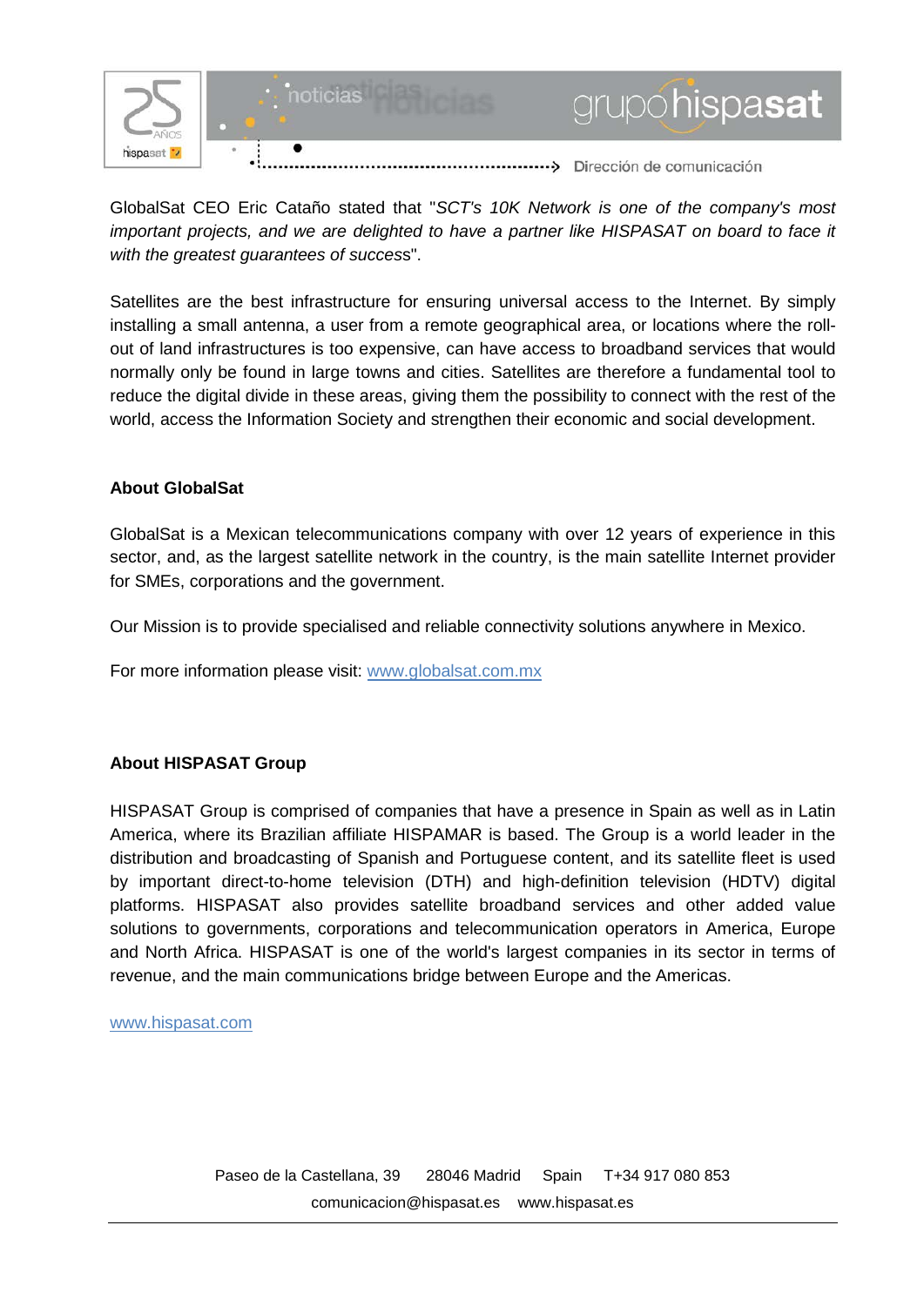GlobalSat CEO Eric Cataño stated that "*SCT's 10K Network is one of the company's most important projects, and we are delighted to have a partner like HISPASAT on board to face it with the greatest guarantees of success*".

Satellites are the best infrastructure for ensuring universal access to the Internet. By simply installing a small antenna, a user from a remote geographical area, or locations where the roll-out of land infrastructures is too expensive, can have access to broadband services that would normally only be found in large towns and cities. Satellites are therefore a fundamental tool to reduce the digital divide in these areas, giving them the possibility to connect with the rest of the world, access the Information Society and strengthen their economic and social development.

**About GlobalSat**

GlobalSat is a Mexican telecommunications company with over 12 years of experience in this sector, and, as the largest satellite network in the country, is the main satellite Internet provider for SMEs, corporations and the government.

Our Mission is to provide specialised and reliable connectivity solutions anywhere in Mexico.

For more information please visit: [www.globalsat.com.mx](http://www.globalsat.com.mx)

**About HISPASAT Group**

HISPASAT Group is comprised of companies that have a presence in Spain as well as in Latin America, where its Brazilian affiliate HISPAMAR is based. The Group is a world leader in the distribution and broadcasting of Spanish and Portuguese content, and its satellite fleet is used by important direct-to-home television (DTH) and high-definition television (HDTV) digital platforms. HISPASAT also provides satellite broadband services and other added value solutions to governments, corporations and telecommunication operators in America, Europe and North Africa. HISPASAT is one of the world's largest companies in its sector in terms of revenue, and the main communications bridge between Europe and the Americas.

[www.hispasat.com](http://www.hispasat.com)